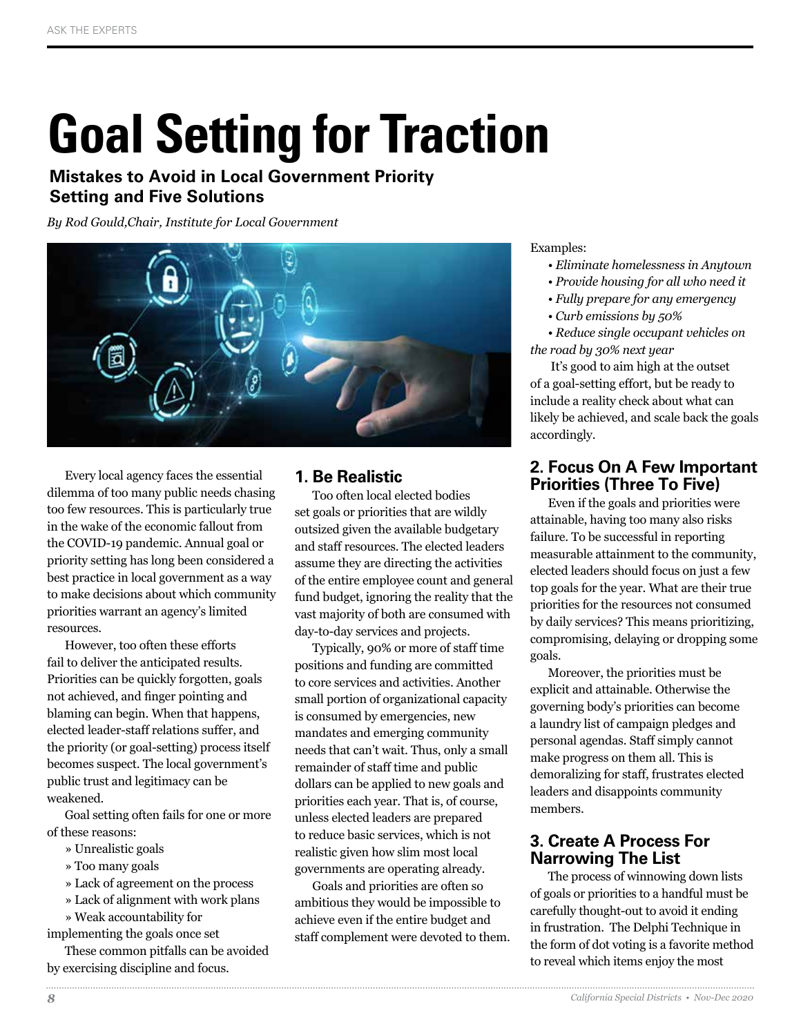# Goal Setting for Traction

**Mistakes to Avoid in Local Government Priority Setting and Five Solutions**

*By Rod Gould,Chair, Institute for Local Government*

Every local agency faces the essential dilemma of too many public needs chasing too few resources. This is particularly true in the wake of the economic fallout from the COVID-19 pandemic. Annual goal or priority setting has long been considered a best practice in local government as a way to make decisions about which community priorities warrant an agency's limited resources.

However, too often these efforts fail to deliver the anticipated results. Priorities can be quickly forgotten, goals not achieved, and finger pointing and blaming can begin. When that happens, elected leader-staff relations suffer, and the priority (or goal-setting) process itself becomes suspect. The local government's public trust and legitimacy can be weakened.

Goal setting often fails for one or more of these reasons:

» Unrealistic goals
» Too many goals
» Lack of agreement on the process
» Lack of alignment with work plans
» Weak accountability for implementing the goals once set

These common pitfalls can be avoided by exercising discipline and focus.

## 1. Be Realistic

Too often local elected bodies set goals or priorities that are wildly outsized given the available budgetary and staff resources. The elected leaders assume they are directing the activities of the entire employee count and general fund budget, ignoring the reality that the vast majority of both are consumed with day-to-day services and projects.

Typically, 90% or more of staff time positions and funding are committed to core services and activities. Another small portion of organizational capacity is consumed by emergencies, new mandates and emerging community needs that can't wait. Thus, only a small remainder of staff time and public dollars can be applied to new goals and priorities each year. That is, of course, unless elected leaders are prepared to reduce basic services, which is not realistic given how slim most local governments are operating already.

Goals and priorities are often so ambitious they would be impossible to achieve even if the entire budget and staff complement were devoted to them.

Examples:

- *Eliminate homelessness in Anytown*
- *Provide housing for all who need it*
- *Fully prepare for any emergency*
- *Curb emissions by 50%*
- *Reduce single occupant vehicles on the road by 30% next year*

It's good to aim high at the outset of a goal-setting effort, but be ready to include a reality check about what can likely be achieved, and scale back the goals accordingly.

## 2. Focus On A Few Important Priorities (Three To Five)

Even if the goals and priorities were attainable, having too many also risks failure. To be successful in reporting measurable attainment to the community, elected leaders should focus on just a few top goals for the year. What are their true priorities for the resources not consumed by daily services? This means prioritizing, compromising, delaying or dropping some goals.

Moreover, the priorities must be explicit and attainable. Otherwise the governing body's priorities can become a laundry list of campaign pledges and personal agendas. Staff simply cannot make progress on them all. This is demoralizing for staff, frustrates elected leaders and disappoints community members.

## 3. Create A Process For Narrowing The List

The process of winnowing down lists of goals or priorities to a handful must be carefully thought-out to avoid it ending in frustration. The Delphi Technique in the form of dot voting is a favorite method to reveal which items enjoy the most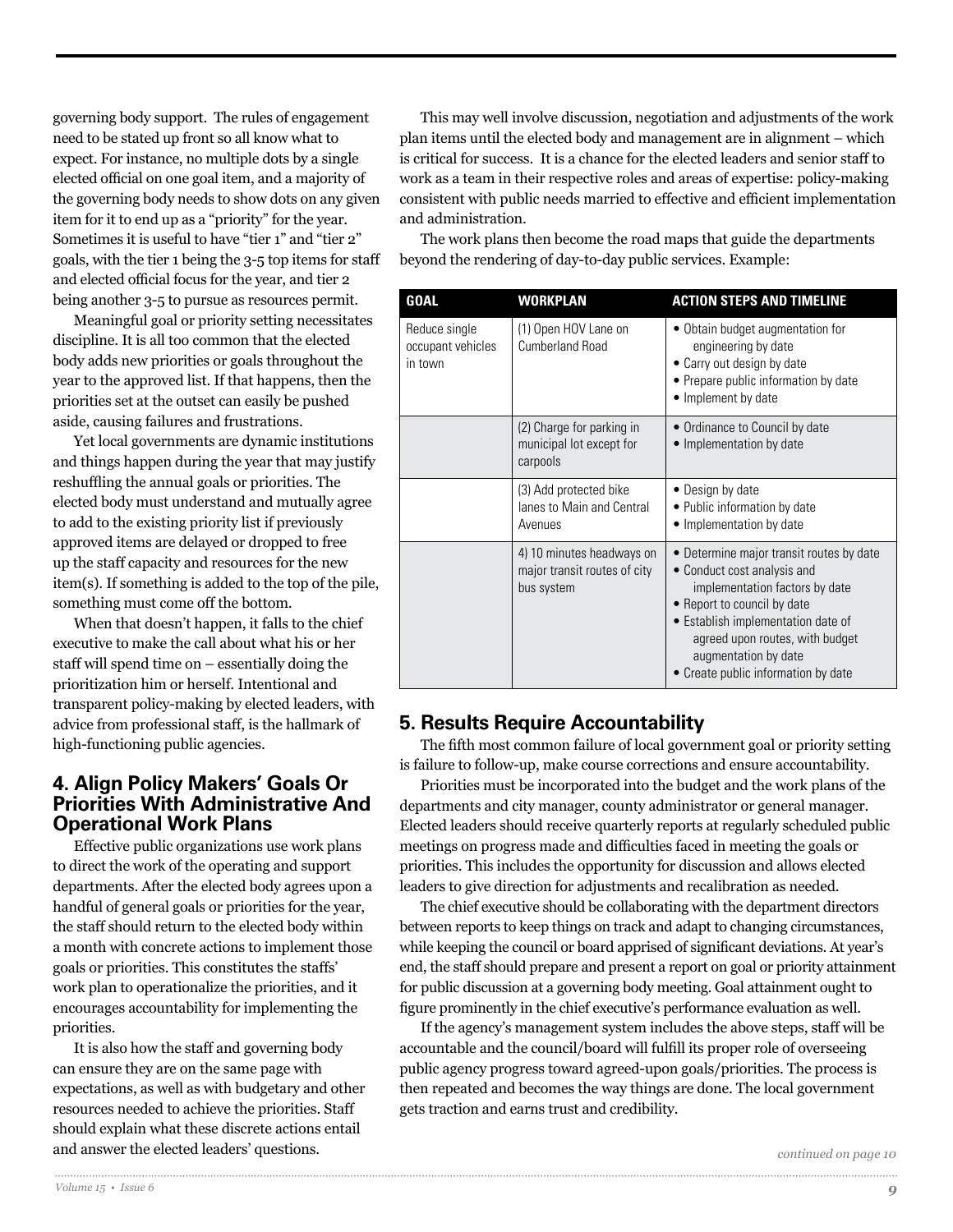governing body support. The rules of engagement need to be stated up front so all know what to expect. For instance, no multiple dots by a single elected official on one goal item, and a majority of the governing body needs to show dots on any given item for it to end up as a "priority" for the year. Sometimes it is useful to have "tier 1" and "tier 2" goals, with the tier 1 being the 3-5 top items for staff and elected official focus for the year, and tier 2 being another 3-5 to pursue as resources permit.

Meaningful goal or priority setting necessitates discipline. It is all too common that the elected body adds new priorities or goals throughout the year to the approved list. If that happens, then the priorities set at the outset can easily be pushed aside, causing failures and frustrations.

Yet local governments are dynamic institutions and things happen during the year that may justify reshuffling the annual goals or priorities. The elected body must understand and mutually agree to add to the existing priority list if previously approved items are delayed or dropped to free up the staff capacity and resources for the new item(s). If something is added to the top of the pile, something must come off the bottom.

When that doesn't happen, it falls to the chief executive to make the call about what his or her staff will spend time on – essentially doing the prioritization him or herself. Intentional and transparent policy-making by elected leaders, with advice from professional staff, is the hallmark of high-functioning public agencies.

## 4. Align Policy Makers' Goals Or Priorities With Administrative And Operational Work Plans

Effective public organizations use work plans to direct the work of the operating and support departments. After the elected body agrees upon a handful of general goals or priorities for the year, the staff should return to the elected body within a month with concrete actions to implement those goals or priorities. This constitutes the staffs' work plan to operationalize the priorities, and it encourages accountability for implementing the priorities.

It is also how the staff and governing body can ensure they are on the same page with expectations, as well as with budgetary and other resources needed to achieve the priorities. Staff should explain what these discrete actions entail and answer the elected leaders' questions.

This may well involve discussion, negotiation and adjustments of the work plan items until the elected body and management are in alignment – which is critical for success. It is a chance for the elected leaders and senior staff to work as a team in their respective roles and areas of expertise: policy-making consistent with public needs married to effective and efficient implementation and administration.

The work plans then become the road maps that guide the departments beyond the rendering of day-to-day public services. Example:

| GOAL | WORKPLAN | ACTION STEPS AND TIMELINE |
|---|---|---|
| Reduce single occupant vehicles in town | (1) Open HOV Lane on Cumberland Road | • Obtain budget augmentation for engineering by date<br>• Carry out design by date<br>• Prepare public information by date<br>• Implement by date |
| | (2) Charge for parking in municipal lot except for carpools | • Ordinance to Council by date<br>• Implementation by date |
| | (3) Add protected bike lanes to Main and Central Avenues | • Design by date<br>• Public information by date<br>• Implementation by date |
| | 4) 10 minutes headways on major transit routes of city bus system | • Determine major transit routes by date<br>• Conduct cost analysis and implementation factors by date<br>• Report to council by date<br>• Establish implementation date of agreed upon routes, with budget augmentation by date<br>• Create public information by date |

## 5. Results Require Accountability

The fifth most common failure of local government goal or priority setting is failure to follow-up, make course corrections and ensure accountability.

Priorities must be incorporated into the budget and the work plans of the departments and city manager, county administrator or general manager. Elected leaders should receive quarterly reports at regularly scheduled public meetings on progress made and difficulties faced in meeting the goals or priorities. This includes the opportunity for discussion and allows elected leaders to give direction for adjustments and recalibration as needed.

The chief executive should be collaborating with the department directors between reports to keep things on track and adapt to changing circumstances, while keeping the council or board apprised of significant deviations. At year's end, the staff should prepare and present a report on goal or priority attainment for public discussion at a governing body meeting. Goal attainment ought to figure prominently in the chief executive's performance evaluation as well.

If the agency's management system includes the above steps, staff will be accountable and the council/board will fulfill its proper role of overseeing public agency progress toward agreed-upon goals/priorities. The process is then repeated and becomes the way things are done. The local government gets traction and earns trust and credibility.

*continued on page 10*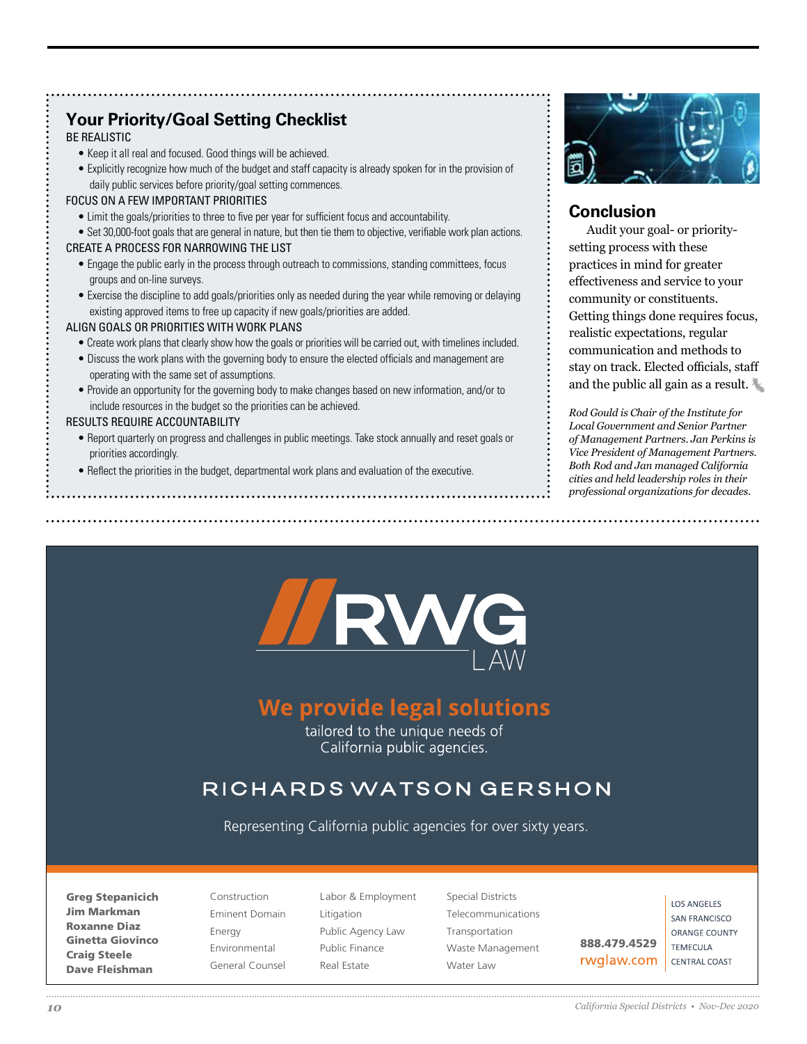## Your Priority/Goal Setting Checklist

BE REALISTIC

- Keep it all real and focused. Good things will be achieved.
- Explicitly recognize how much of the budget and staff capacity is already spoken for in the provision of daily public services before priority/goal setting commences.

FOCUS ON A FEW IMPORTANT PRIORITIES

- Limit the goals/priorities to three to five per year for sufficient focus and accountability.
- Set 30,000-foot goals that are general in nature, but then tie them to objective, verifiable work plan actions.

CREATE A PROCESS FOR NARROWING THE LIST

- Engage the public early in the process through outreach to commissions, standing committees, focus groups and on-line surveys.
- Exercise the discipline to add goals/priorities only as needed during the year while removing or delaying existing approved items to free up capacity if new goals/priorities are added.

ALIGN GOALS OR PRIORITIES WITH WORK PLANS

- Create work plans that clearly show how the goals or priorities will be carried out, with timelines included.
- Discuss the work plans with the governing body to ensure the elected officials and management are operating with the same set of assumptions.
- Provide an opportunity for the governing body to make changes based on new information, and/or to include resources in the budget so the priorities can be achieved.

RESULTS REQUIRE ACCOUNTABILITY

- Report quarterly on progress and challenges in public meetings. Take stock annually and reset goals or priorities accordingly.
- Reflect the priorities in the budget, departmental work plans and evaluation of the executive.

## Conclusion

Audit your goal- or priority-setting process with these practices in mind for greater effectiveness and service to your community or constituents. Getting things done requires focus, realistic expectations, regular communication and methods to stay on track. Elected officials, staff and the public all gain as a result.

*Rod Gould is Chair of the Institute for Local Government and Senior Partner of Management Partners. Jan Perkins is Vice President of Management Partners. Both Rod and Jan managed California cities and held leadership roles in their professional organizations for decades.*

RWG LAW

**We provide legal solutions** tailored to the unique needs of California public agencies.

RICHARDS WATSON GERSHON

Representing California public agencies for over sixty years.

**Greg Stepanicich**
**Jim Markman**
**Roxanne Diaz**
**Ginetta Giovinco**
**Craig Steele**
**Dave Fleishman**

Construction
Eminent Domain
Energy
Environmental
General Counsel

Labor & Employment
Litigation
Public Agency Law
Public Finance
Real Estate

Special Districts
Telecommunications
Transportation
Waste Management
Water Law

888.479.4529
rwglaw.com

LOS ANGELES
SAN FRANCISCO
ORANGE COUNTY
TEMECULA
CENTRAL COAST